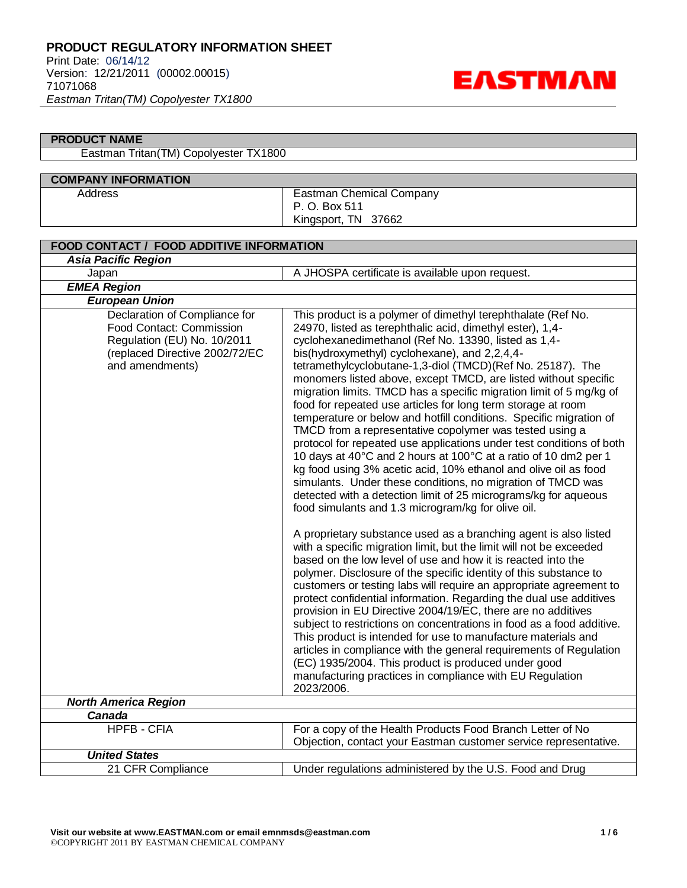# PRODUCT REGULATORY INFORMATION SHEET

Print Date: 06/14/12
Version: 12/21/2011 (00002.00015)
71071068
*Eastman Tritan(TM) Copolyester TX1800*

EASTMAN

| PRODUCT NAME | |
|---|---|
| Eastman Tritan(TM) Copolyester TX1800 | |

| COMPANY INFORMATION | |
|---|---|
| Address | Eastman Chemical Company<br>P. O. Box 511<br>Kingsport, TN 37662 |

| FOOD CONTACT / FOOD ADDITIVE INFORMATION | |
|---|---|
| ***Asia Pacific Region*** | |
| Japan | A JHOSPA certificate is available upon request. |
| ***EMEA Region*** | |
| ***European Union*** | |
| Declaration of Compliance for Food Contact: Commission Regulation (EU) No. 10/2011 (replaced Directive 2002/72/EC and amendments) | This product is a polymer of dimethyl terephthalate (Ref No. 24970, listed as terephthalic acid, dimethyl ester), 1,4-cyclohexanedimethanol (Ref No. 13390, listed as 1,4-bis(hydroxymethyl) cyclohexane), and 2,2,4,4-tetramethylcyclobutane-1,3-diol (TMCD)(Ref No. 25187). The monomers listed above, except TMCD, are listed without specific migration limits. TMCD has a specific migration limit of 5 mg/kg of food for repeated use articles for long term storage at room temperature or below and hotfill conditions. Specific migration of TMCD from a representative copolymer was tested using a protocol for repeated use applications under test conditions of both 10 days at 40°C and 2 hours at 100°C at a ratio of 10 dm2 per 1 kg food using 3% acetic acid, 10% ethanol and olive oil as food simulants. Under these conditions, no migration of TMCD was detected with a detection limit of 25 micrograms/kg for aqueous food simulants and 1.3 microgram/kg for olive oil.<br><br>A proprietary substance used as a branching agent is also listed with a specific migration limit, but the limit will not be exceeded based on the low level of use and how it is reacted into the polymer. Disclosure of the specific identity of this substance to customers or testing labs will require an appropriate agreement to protect confidential information. Regarding the dual use additives provision in EU Directive 2004/19/EC, there are no additives subject to restrictions on concentrations in food as a food additive. This product is intended for use to manufacture materials and articles in compliance with the general requirements of Regulation (EC) 1935/2004. This product is produced under good manufacturing practices in compliance with EU Regulation 2023/2006. |
| ***North America Region*** | |
| ***Canada*** | |
| HPFB - CFIA | For a copy of the Health Products Food Branch Letter of No Objection, contact your Eastman customer service representative. |
| ***United States*** | |
| 21 CFR Compliance | Under regulations administered by the U.S. Food and Drug |

**Visit our website at www.EASTMAN.com or email emnmsds@eastman.com**
©COPYRIGHT 2011 BY EASTMAN CHEMICAL COMPANY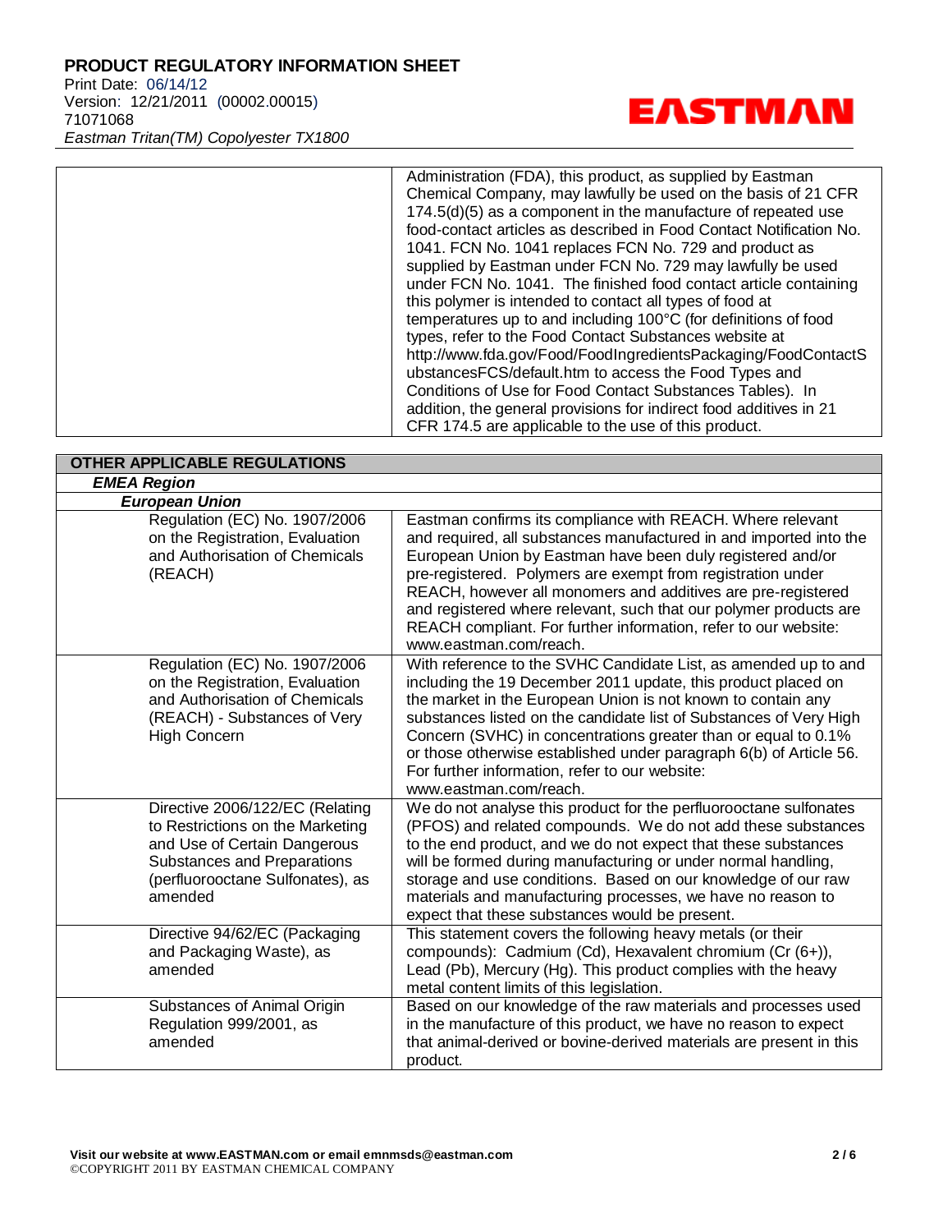| | |
|---|---|
| | Administration (FDA), this product, as supplied by Eastman Chemical Company, may lawfully be used on the basis of 21 CFR 174.5(d)(5) as a component in the manufacture of repeated use food-contact articles as described in Food Contact Notification No. 1041. FCN No. 1041 replaces FCN No. 729 and product as supplied by Eastman under FCN No. 729 may lawfully be used under FCN No. 1041. The finished food contact article containing this polymer is intended to contact all types of food at temperatures up to and including 100°C (for definitions of food types, refer to the Food Contact Substances website at http://www.fda.gov/Food/FoodIngredientsPackaging/FoodContactSubstancesFCS/default.htm to access the Food Types and Conditions of Use for Food Contact Substances Tables). In addition, the general provisions for indirect food additives in 21 CFR 174.5 are applicable to the use of this product. |

| **OTHER APPLICABLE REGULATIONS** | |
|---|---|
| ***EMEA Region*** | |
| ***European Union*** | |
| Regulation (EC) No. 1907/2006 on the Registration, Evaluation and Authorisation of Chemicals (REACH) | Eastman confirms its compliance with REACH. Where relevant and required, all substances manufactured in and imported into the European Union by Eastman have been duly registered and/or pre-registered. Polymers are exempt from registration under REACH, however all monomers and additives are pre-registered and registered where relevant, such that our polymer products are REACH compliant. For further information, refer to our website: www.eastman.com/reach. |
| Regulation (EC) No. 1907/2006 on the Registration, Evaluation and Authorisation of Chemicals (REACH) - Substances of Very High Concern | With reference to the SVHC Candidate List, as amended up to and including the 19 December 2011 update, this product placed on the market in the European Union is not known to contain any substances listed on the candidate list of Substances of Very High Concern (SVHC) in concentrations greater than or equal to 0.1% or those otherwise established under paragraph 6(b) of Article 56. For further information, refer to our website: www.eastman.com/reach. |
| Directive 2006/122/EC (Relating to Restrictions on the Marketing and Use of Certain Dangerous Substances and Preparations (perfluorooctane Sulfonates), as amended | We do not analyse this product for the perfluorooctane sulfonates (PFOS) and related compounds. We do not add these substances to the end product, and we do not expect that these substances will be formed during manufacturing or under normal handling, storage and use conditions. Based on our knowledge of our raw materials and manufacturing processes, we have no reason to expect that these substances would be present. |
| Directive 94/62/EC (Packaging and Packaging Waste), as amended | This statement covers the following heavy metals (or their compounds): Cadmium (Cd), Hexavalent chromium (Cr (6+)), Lead (Pb), Mercury (Hg). This product complies with the heavy metal content limits of this legislation. |
| Substances of Animal Origin Regulation 999/2001, as amended | Based on our knowledge of the raw materials and processes used in the manufacture of this product, we have no reason to expect that animal-derived or bovine-derived materials are present in this product. |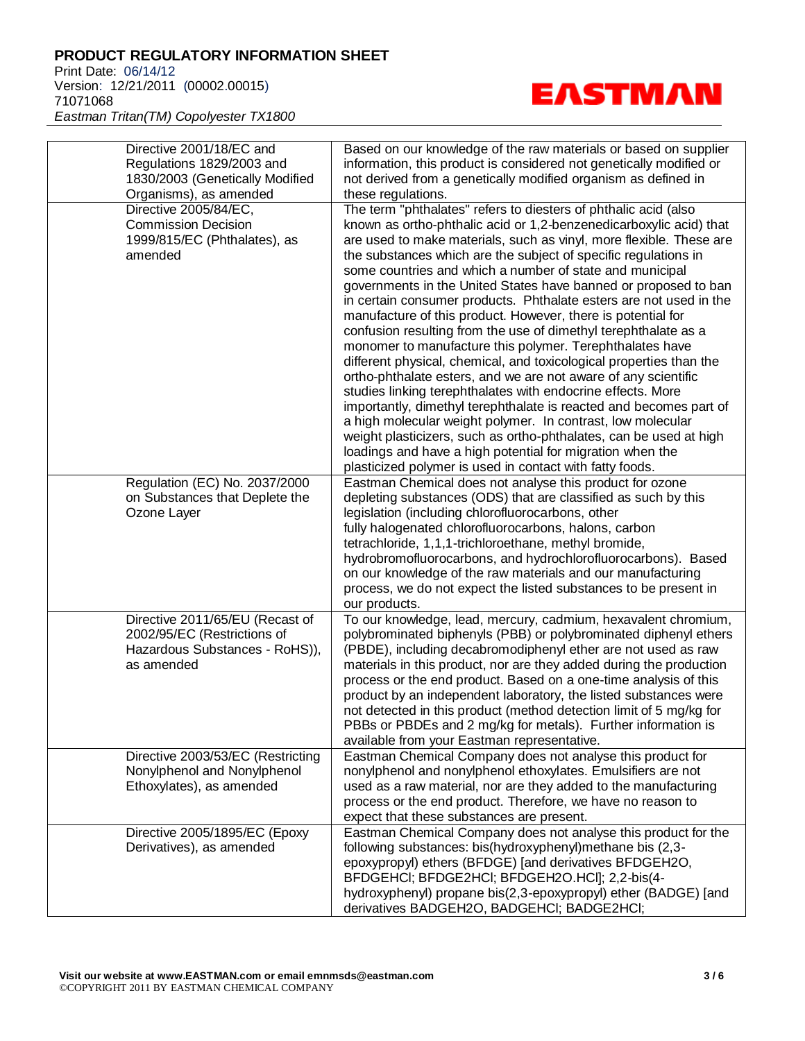| | |
|---|---|
| Directive 2001/18/EC and Regulations 1829/2003 and 1830/2003 (Genetically Modified Organisms), as amended | Based on our knowledge of the raw materials or based on supplier information, this product is considered not genetically modified or not derived from a genetically modified organism as defined in these regulations. |
| Directive 2005/84/EC, Commission Decision 1999/815/EC (Phthalates), as amended | The term "phthalates" refers to diesters of phthalic acid (also known as ortho-phthalic acid or 1,2-benzenedicarboxylic acid) that are used to make materials, such as vinyl, more flexible. These are the substances which are the subject of specific regulations in some countries and which a number of state and municipal governments in the United States have banned or proposed to ban in certain consumer products. Phthalate esters are not used in the manufacture of this product. However, there is potential for confusion resulting from the use of dimethyl terephthalate as a monomer to manufacture this polymer. Terephthalates have different physical, chemical, and toxicological properties than the ortho-phthalate esters, and we are not aware of any scientific studies linking terephthalates with endocrine effects. More importantly, dimethyl terephthalate is reacted and becomes part of a high molecular weight polymer. In contrast, low molecular weight plasticizers, such as ortho-phthalates, can be used at high loadings and have a high potential for migration when the plasticized polymer is used in contact with fatty foods. |
| Regulation (EC) No. 2037/2000 on Substances that Deplete the Ozone Layer | Eastman Chemical does not analyse this product for ozone depleting substances (ODS) that are classified as such by this legislation (including chlorofluorocarbons, other fully halogenated chlorofluorocarbons, halons, carbon tetrachloride, 1,1,1-trichloroethane, methyl bromide, hydrobromofluorocarbons, and hydrochlorofluorocarbons). Based on our knowledge of the raw materials and our manufacturing process, we do not expect the listed substances to be present in our products. |
| Directive 2011/65/EU (Recast of 2002/95/EC (Restrictions of Hazardous Substances - RoHS)), as amended | To our knowledge, lead, mercury, cadmium, hexavalent chromium, polybrominated biphenyls (PBB) or polybrominated diphenyl ethers (PBDE), including decabromodiphenyl ether are not used as raw materials in this product, nor are they added during the production process or the end product. Based on a one-time analysis of this product by an independent laboratory, the listed substances were not detected in this product (method detection limit of 5 mg/kg for PBBs or PBDEs and 2 mg/kg for metals). Further information is available from your Eastman representative. |
| Directive 2003/53/EC (Restricting Nonylphenol and Nonylphenol Ethoxylates), as amended | Eastman Chemical Company does not analyse this product for nonylphenol and nonylphenol ethoxylates. Emulsifiers are not used as a raw material, nor are they added to the manufacturing process or the end product. Therefore, we have no reason to expect that these substances are present. |
| Directive 2005/1895/EC (Epoxy Derivatives), as amended | Eastman Chemical Company does not analyse this product for the following substances: bis(hydroxyphenyl)methane bis (2,3-epoxypropyl) ethers (BFDGE) [and derivatives BFDGEH2O, BFDGEHCl; BFDGE2HCl; BFDGEH2O.HCl]; 2,2-bis(4-hydroxyphenyl) propane bis(2,3-epoxypropyl) ether (BADGE) [and derivatives BADGEH2O, BADGEHCl; BADGE2HCl; |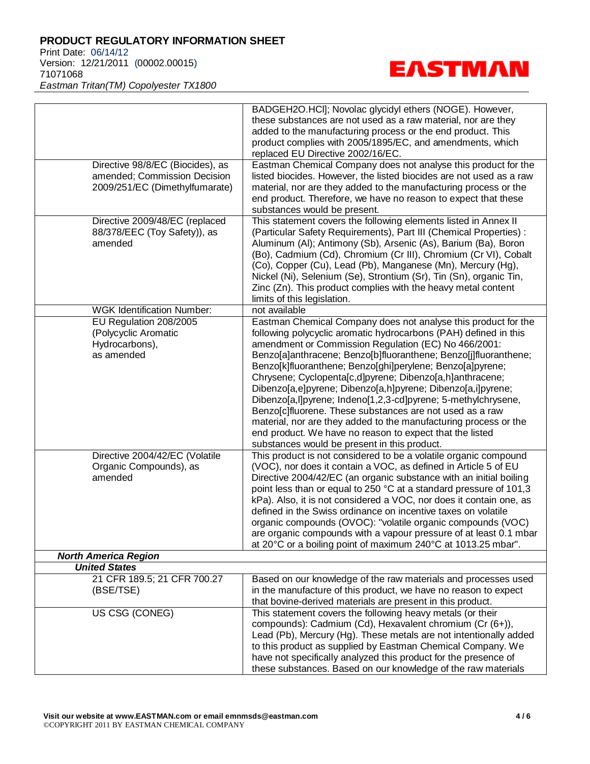| | |
|---|---|
| | BADGEH2O.HCl]; Novolac glycidyl ethers (NOGE). However, these substances are not used as a raw material, nor are they added to the manufacturing process or the end product. This product complies with 2005/1895/EC, and amendments, which replaced EU Directive 2002/16/EC. |
| Directive 98/8/EC (Biocides), as amended; Commission Decision 2009/251/EC (Dimethylfumarate) | Eastman Chemical Company does not analyse this product for the listed biocides. However, the listed biocides are not used as a raw material, nor are they added to the manufacturing process or the end product. Therefore, we have no reason to expect that these substances would be present. |
| Directive 2009/48/EC (replaced 88/378/EEC (Toy Safety)), as amended | This statement covers the following elements listed in Annex II (Particular Safety Requirements), Part III (Chemical Properties) : Aluminum (Al); Antimony (Sb), Arsenic (As), Barium (Ba), Boron (Bo), Cadmium (Cd), Chromium (Cr III), Chromium (Cr VI), Cobalt (Co), Copper (Cu), Lead (Pb), Manganese (Mn), Mercury (Hg), Nickel (Ni), Selenium (Se), Strontium (Sr), Tin (Sn), organic Tin, Zinc (Zn). This product complies with the heavy metal content limits of this legislation. |
| WGK Identification Number: | not available |
| EU Regulation 208/2005 (Polycyclic Aromatic Hydrocarbons), as amended | Eastman Chemical Company does not analyse this product for the following polycyclic aromatic hydrocarbons (PAH) defined in this amendment or Commission Regulation (EC) No 466/2001: Benzo[a]anthracene; Benzo[b]fluoranthene; Benzo[j]fluoranthene; Benzo[k]fluoranthene; Benzo[ghi]perylene; Benzo[a]pyrene; Chrysene; Cyclopenta[c,d]pyrene; Dibenzo[a,h]anthracene; Dibenzo[a,e]pyrene; Dibenzo[a,h]pyrene; Dibenzo[a,i]pyrene; Dibenzo[a,l]pyrene; Indeno[1,2,3-cd]pyrene; 5-methylchrysene, Benzo[c]fluorene. These substances are not used as a raw material, nor are they added to the manufacturing process or the end product. We have no reason to expect that the listed substances would be present in this product. |
| Directive 2004/42/EC (Volatile Organic Compounds), as amended | This product is not considered to be a volatile organic compound (VOC), nor does it contain a VOC, as defined in Article 5 of EU Directive 2004/42/EC (an organic substance with an initial boiling point less than or equal to 250 °C at a standard pressure of 101,3 kPa). Also, it is not considered a VOC, nor does it contain one, as defined in the Swiss ordinance on incentive taxes on volatile organic compounds (OVOC): "volatile organic compounds (VOC) are organic compounds with a vapour pressure of at least 0.1 mbar at 20°C or a boiling point of maximum 240°C at 1013.25 mbar". |
| ***North America Region*** | |
| ***United States*** | |
| 21 CFR 189.5; 21 CFR 700.27 (BSE/TSE) | Based on our knowledge of the raw materials and processes used in the manufacture of this product, we have no reason to expect that bovine-derived materials are present in this product. |
| US CSG (CONEG) | This statement covers the following heavy metals (or their compounds): Cadmium (Cd), Hexavalent chromium (Cr (6+)), Lead (Pb), Mercury (Hg). These metals are not intentionally added to this product as supplied by Eastman Chemical Company. We have not specifically analyzed this product for the presence of these substances. Based on our knowledge of the raw materials |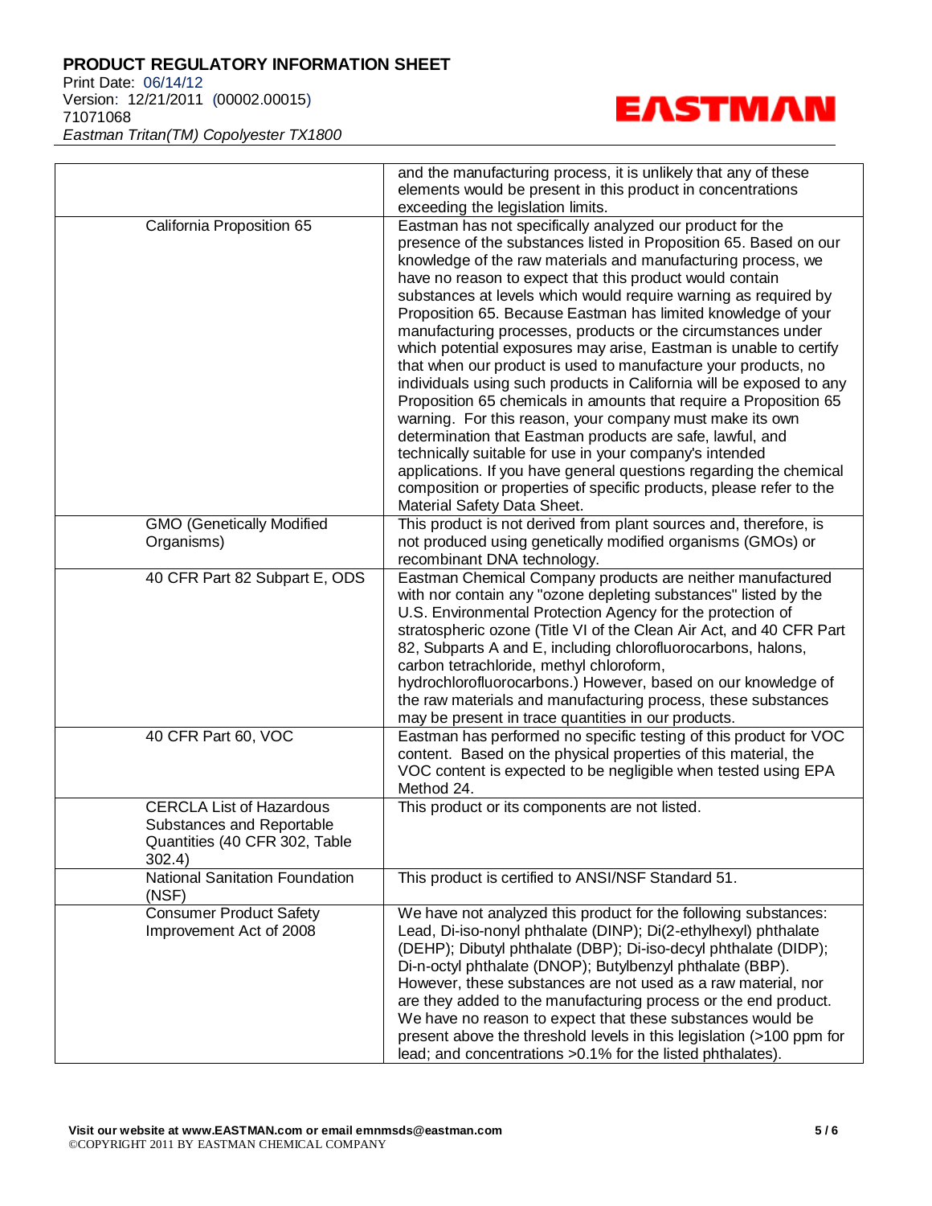|  |  |
|---|---|
|  | and the manufacturing process, it is unlikely that any of these elements would be present in this product in concentrations exceeding the legislation limits. |
| California Proposition 65 | Eastman has not specifically analyzed our product for the presence of the substances listed in Proposition 65. Based on our knowledge of the raw materials and manufacturing process, we have no reason to expect that this product would contain substances at levels which would require warning as required by Proposition 65. Because Eastman has limited knowledge of your manufacturing processes, products or the circumstances under which potential exposures may arise, Eastman is unable to certify that when our product is used to manufacture your products, no individuals using such products in California will be exposed to any Proposition 65 chemicals in amounts that require a Proposition 65 warning. For this reason, your company must make its own determination that Eastman products are safe, lawful, and technically suitable for use in your company's intended applications. If you have general questions regarding the chemical composition or properties of specific products, please refer to the Material Safety Data Sheet. |
| GMO (Genetically Modified Organisms) | This product is not derived from plant sources and, therefore, is not produced using genetically modified organisms (GMOs) or recombinant DNA technology. |
| 40 CFR Part 82 Subpart E, ODS | Eastman Chemical Company products are neither manufactured with nor contain any "ozone depleting substances" listed by the U.S. Environmental Protection Agency for the protection of stratospheric ozone (Title VI of the Clean Air Act, and 40 CFR Part 82, Subparts A and E, including chlorofluorocarbons, halons, carbon tetrachloride, methyl chloroform, hydrochlorofluorocarbons.) However, based on our knowledge of the raw materials and manufacturing process, these substances may be present in trace quantities in our products. |
| 40 CFR Part 60, VOC | Eastman has performed no specific testing of this product for VOC content. Based on the physical properties of this material, the VOC content is expected to be negligible when tested using EPA Method 24. |
| CERCLA List of Hazardous Substances and Reportable Quantities (40 CFR 302, Table 302.4) | This product or its components are not listed. |
| National Sanitation Foundation (NSF) | This product is certified to ANSI/NSF Standard 51. |
| Consumer Product Safety Improvement Act of 2008 | We have not analyzed this product for the following substances: Lead, Di-iso-nonyl phthalate (DINP); Di(2-ethylhexyl) phthalate (DEHP); Dibutyl phthalate (DBP); Di-iso-decyl phthalate (DIDP); Di-n-octyl phthalate (DNOP); Butylbenzyl phthalate (BBP). However, these substances are not used as a raw material, nor are they added to the manufacturing process or the end product. We have no reason to expect that these substances would be present above the threshold levels in this legislation (>100 ppm for lead; and concentrations >0.1% for the listed phthalates). |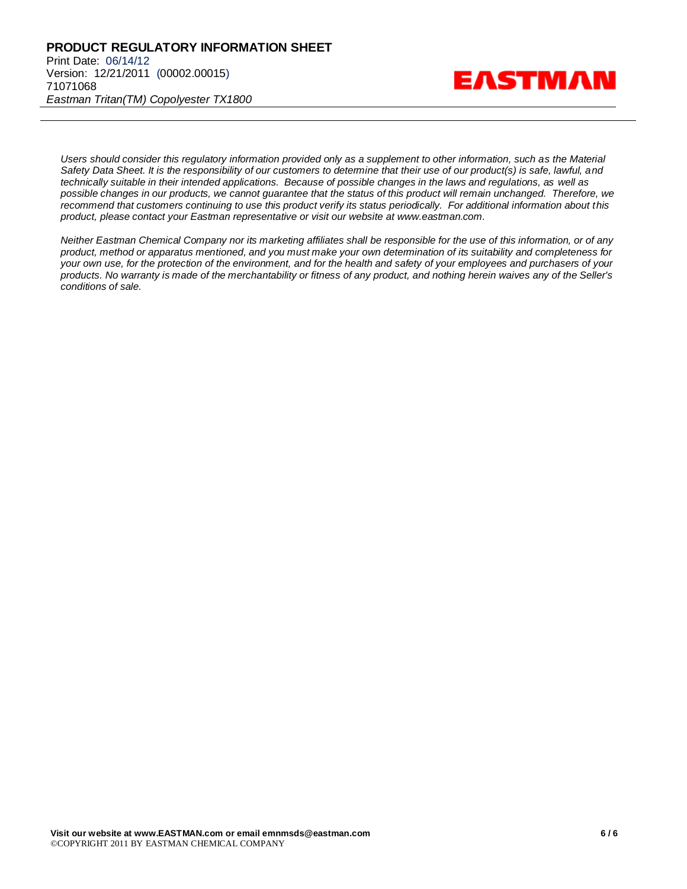*Users should consider this regulatory information provided only as a supplement to other information, such as the Material Safety Data Sheet. It is the responsibility of our customers to determine that their use of our product(s) is safe, lawful, and technically suitable in their intended applications. Because of possible changes in the laws and regulations, as well as possible changes in our products, we cannot guarantee that the status of this product will remain unchanged. Therefore, we recommend that customers continuing to use this product verify its status periodically. For additional information about this product, please contact your Eastman representative or visit our website at www.eastman.com.*

*Neither Eastman Chemical Company nor its marketing affiliates shall be responsible for the use of this information, or of any product, method or apparatus mentioned, and you must make your own determination of its suitability and completeness for your own use, for the protection of the environment, and for the health and safety of your employees and purchasers of your products. No warranty is made of the merchantability or fitness of any product, and nothing herein waives any of the Seller's conditions of sale.*